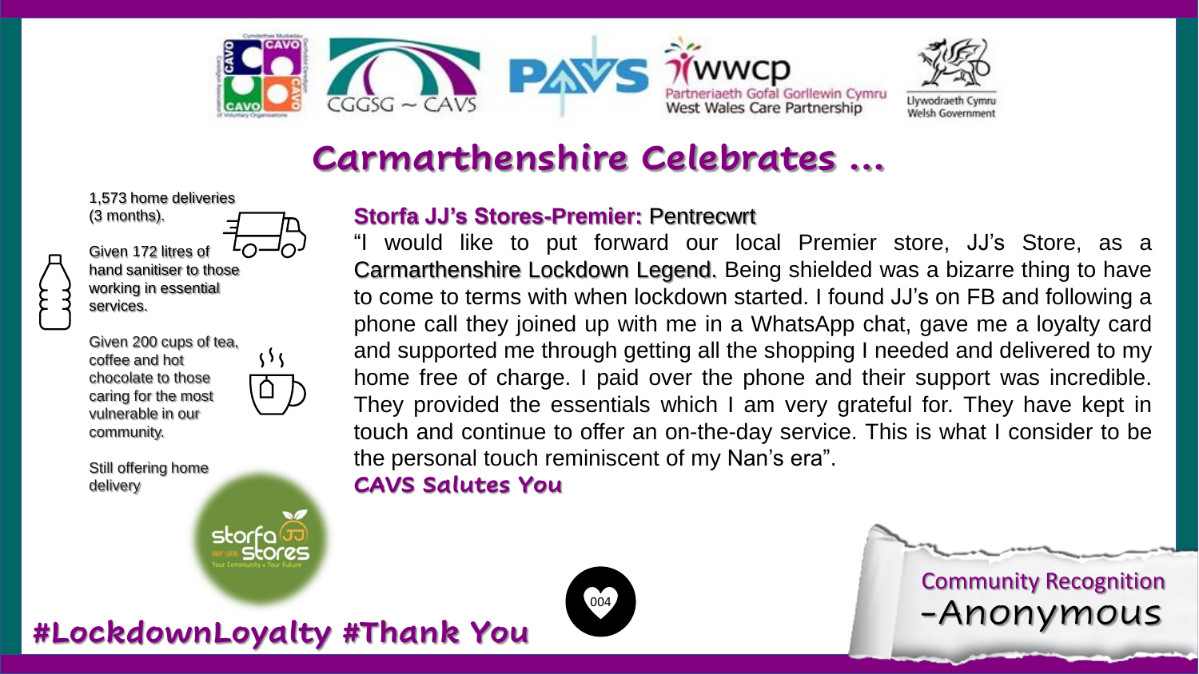# Carmarthenshire Celebrates ...

1,573 home deliveries (3 months).

Given 172 litres of hand sanitiser to those working in essential services.

Given 200 cups of tea, coffee and hot chocolate to those caring for the most vulnerable in our community.

Still offering home delivery

**Storfa JJ's Stores-Premier:** Pentrecwrt

"I would like to put forward our local Premier store, JJ's Store, as a Carmarthenshire Lockdown Legend. Being shielded was a bizarre thing to have to come to terms with when lockdown started. I found JJ's on FB and following a phone call they joined up with me in a WhatsApp chat, gave me a loyalty card and supported me through getting all the shopping I needed and delivered to my home free of charge. I paid over the phone and their support was incredible. They provided the essentials which I am very grateful for. They have kept in touch and continue to offer an on-the-day service. This is what I consider to be the personal touch reminiscent of my Nan's era".

**CAVS Salutes You**

**#LockdownLoyalty #Thank You**

004

Community Recognition
-Anonymous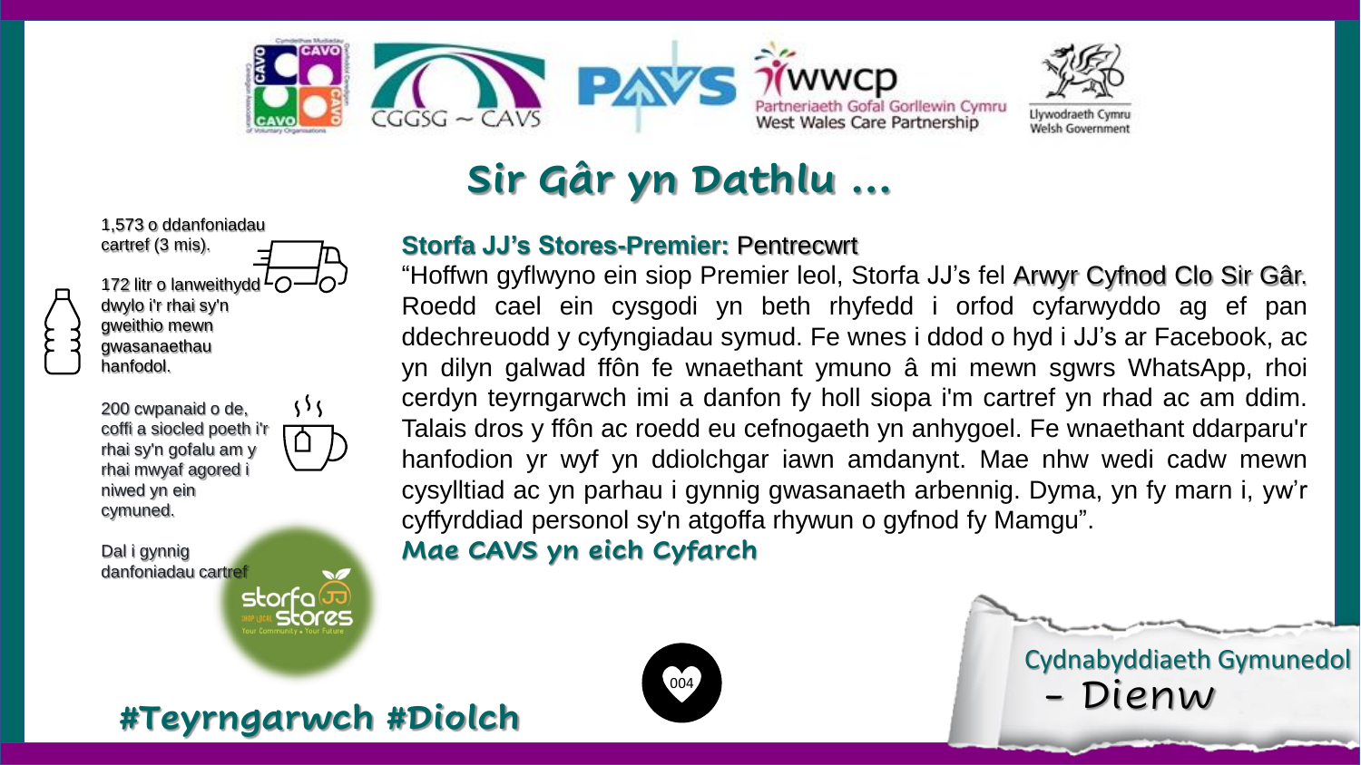# Sir Gâr yn Dathlu ...

1,573 o ddanfoniadau cartref (3 mis).

172 litr o lanweithydd dwylo i'r rhai sy'n gweithio mewn gwasanaethau hanfodol.

200 cwpanaid o de, coffi a siocled poeth i'r rhai sy'n gofalu am y rhai mwyaf agored i niwed yn ein cymuned.

Dal i gynnig danfoniadau cartref

## Storfa JJ's Stores-Premier: Pentrecwrt

"Hoffwn gyflwyno ein siop Premier leol, Storfa JJ's fel Arwyr Cyfnod Clo Sir Gâr. Roedd cael ein cysgodi yn beth rhyfedd i orfod cyfarwyddo ag ef pan ddechreuodd y cyfyngiadau symud. Fe wnes i ddod o hyd i JJ's ar Facebook, ac yn dilyn galwad ffôn fe wnaethant ymuno â mi mewn sgwrs WhatsApp, rhoi cerdyn teyrngarwch imi a danfon fy holl siopa i'm cartref yn rhad ac am ddim. Talais dros y ffôn ac roedd eu cefnogaeth yn anhygoel. Fe wnaethant ddarparu'r hanfodion yr wyf yn ddiolchgar iawn amdanynt. Mae nhw wedi cadw mewn cysylltiad ac yn parhau i gynnig gwasanaeth arbennig. Dyma, yn fy marn i, yw'r cyffyrddiad personol sy'n atgoffa rhywun o gyfnod fy Mamgu".

**Mae CAVS yn eich Cyfarch**

Cydnabyddiaeth Gymunedol - Dienw

004

**#Teyrngarwch #Diolch**